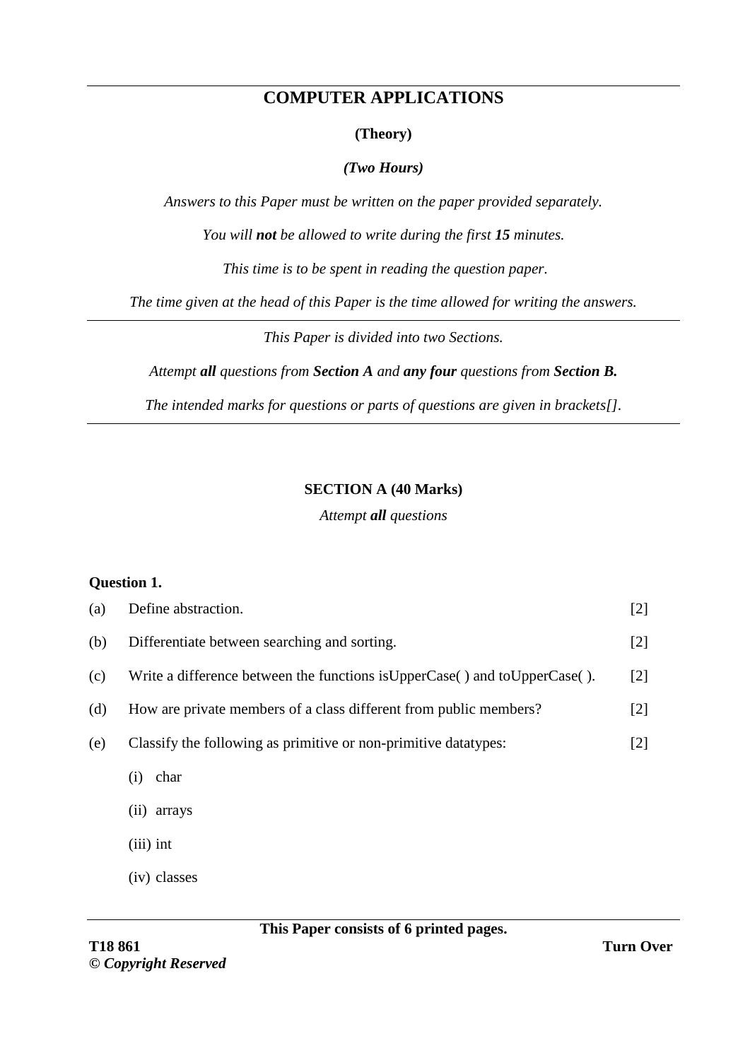# COMPUTER APPLICATIONS

**(Theory)**

***(Two Hours)***

*Answers to this Paper must be written on the paper provided separately.*

*You will **not** be allowed to write during the first **15** minutes.*

*This time is to be spent in reading the question paper.*

*The time given at the head of this Paper is the time allowed for writing the answers.*

---

*This Paper is divided into two Sections.*

*Attempt **all** questions from **Section A** and **any four** questions from **Section B.***

*The intended marks for questions or parts of questions are given in brackets[].*

---

## SECTION A (40 Marks)

*Attempt **all** questions*

**Question 1.**

(a) Define abstraction. [2]

(b) Differentiate between searching and sorting. [2]

(c) Write a difference between the functions isUpperCase( ) and toUpperCase( ). [2]

(d) How are private members of a class different from public members? [2]

(e) Classify the following as primitive or non-primitive datatypes: [2]

(i) char

(ii) arrays

(iii) int

(iv) classes

**This Paper consists of 6 printed pages.**

T18 861

*© Copyright Reserved*

**Turn Over**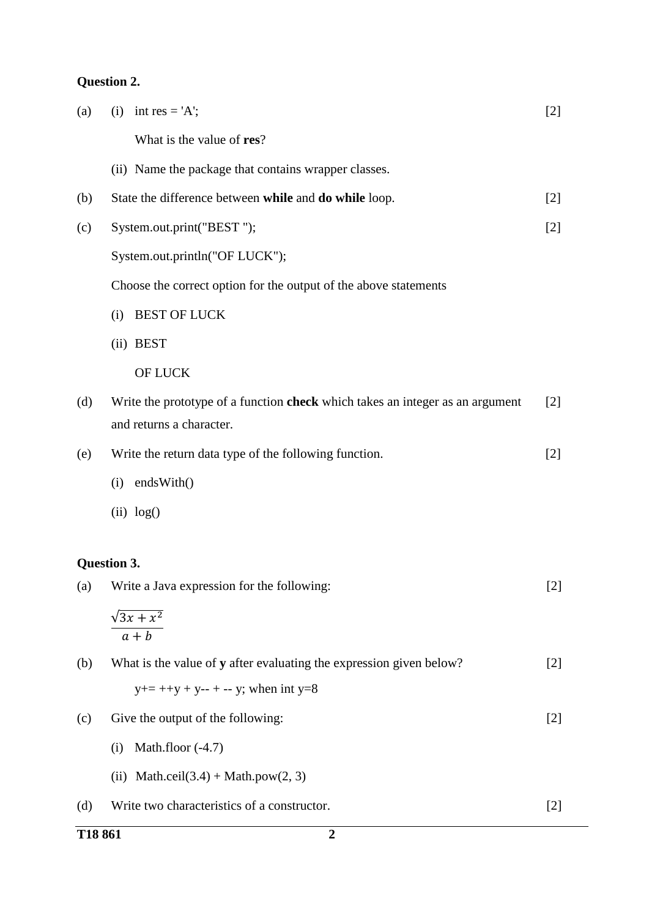**Question 2.**

(a) (i) int res = 'A'; [2]

What is the value of **res**?

(ii) Name the package that contains wrapper classes.

(b) State the difference between **while** and **do while** loop. [2]

(c) System.out.print("BEST "); [2]

System.out.println("OF LUCK");

Choose the correct option for the output of the above statements

(i) BEST OF LUCK

(ii) BEST

OF LUCK

(d) Write the prototype of a function **check** which takes an integer as an argument and returns a character. [2]

(e) Write the return data type of the following function. [2]

(i) endsWith()

(ii) log()

**Question 3.**

(a) Write a Java expression for the following: [2]

$$\frac{\sqrt{3x + x^2}}{a + b}$$

(b) What is the value of **y** after evaluating the expression given below? [2]

y+= ++y + y-- + -- y; when int y=8

(c) Give the output of the following: [2]

(i) Math.floor (-4.7)

(ii) Math.ceil(3.4) + Math.pow(2, 3)

(d) Write two characteristics of a constructor. [2]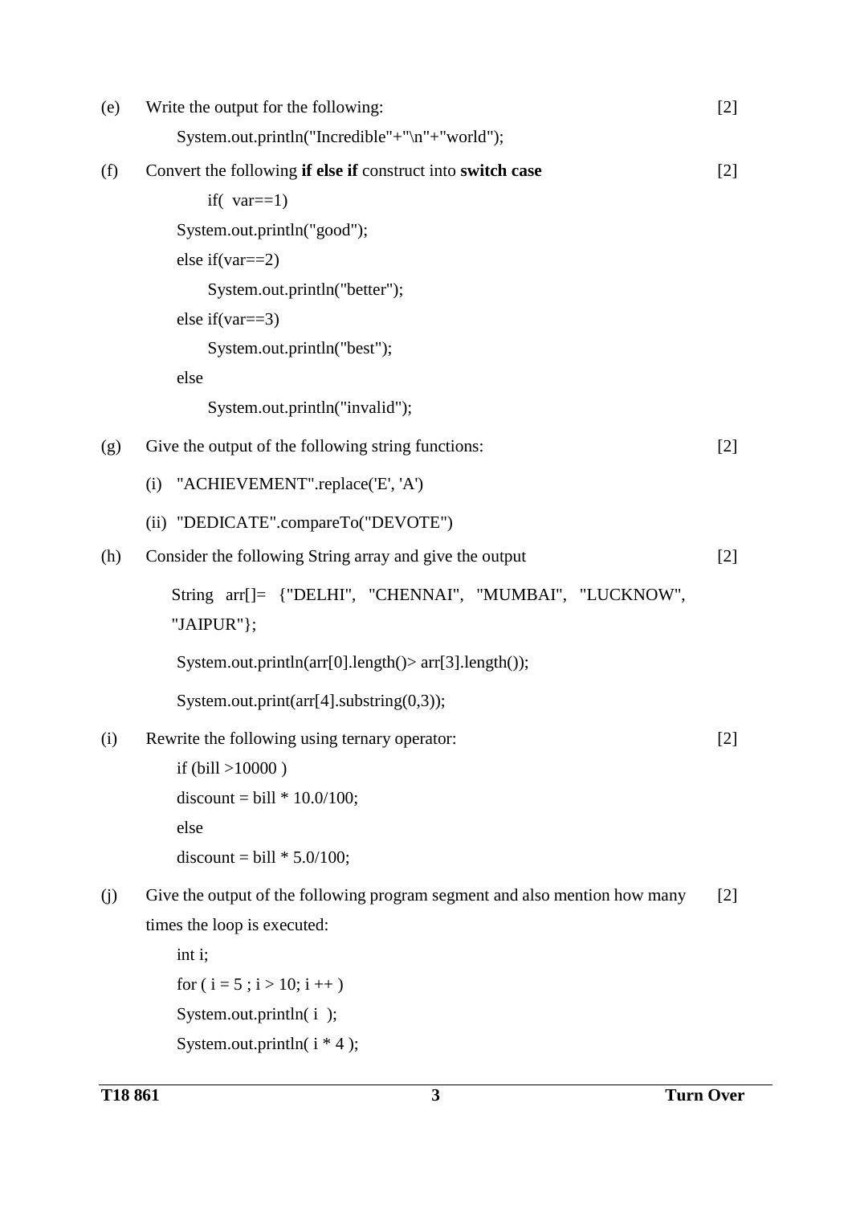(e) Write the output for the following: [2]

```
System.out.println("Incredible"+"\n"+"world");
```

(f) Convert the following **if else if** construct into **switch case** [2]

```
        if(  var==1)
    System.out.println("good");
    else if(var==2)
        System.out.println("better");
    else if(var==3)
        System.out.println("best");
    else
        System.out.println("invalid");
```

(g) Give the output of the following string functions: [2]

(i) "ACHIEVEMENT".replace('E', 'A')

(ii) "DEDICATE".compareTo("DEVOTE")

(h) Consider the following String array and give the output [2]

```
String arr[]= {"DELHI", "CHENNAI", "MUMBAI", "LUCKNOW", "JAIPUR"};

System.out.println(arr[0].length()> arr[3].length());

System.out.print(arr[4].substring(0,3));
```

(i) Rewrite the following using ternary operator: [2]

```
if (bill >10000 )
discount = bill * 10.0/100;
else
discount = bill * 5.0/100;
```

(j) Give the output of the following program segment and also mention how many times the loop is executed: [2]

```
int i;
for ( i = 5 ; i > 10; i ++ )
System.out.println( i  );
System.out.println( i * 4 );
```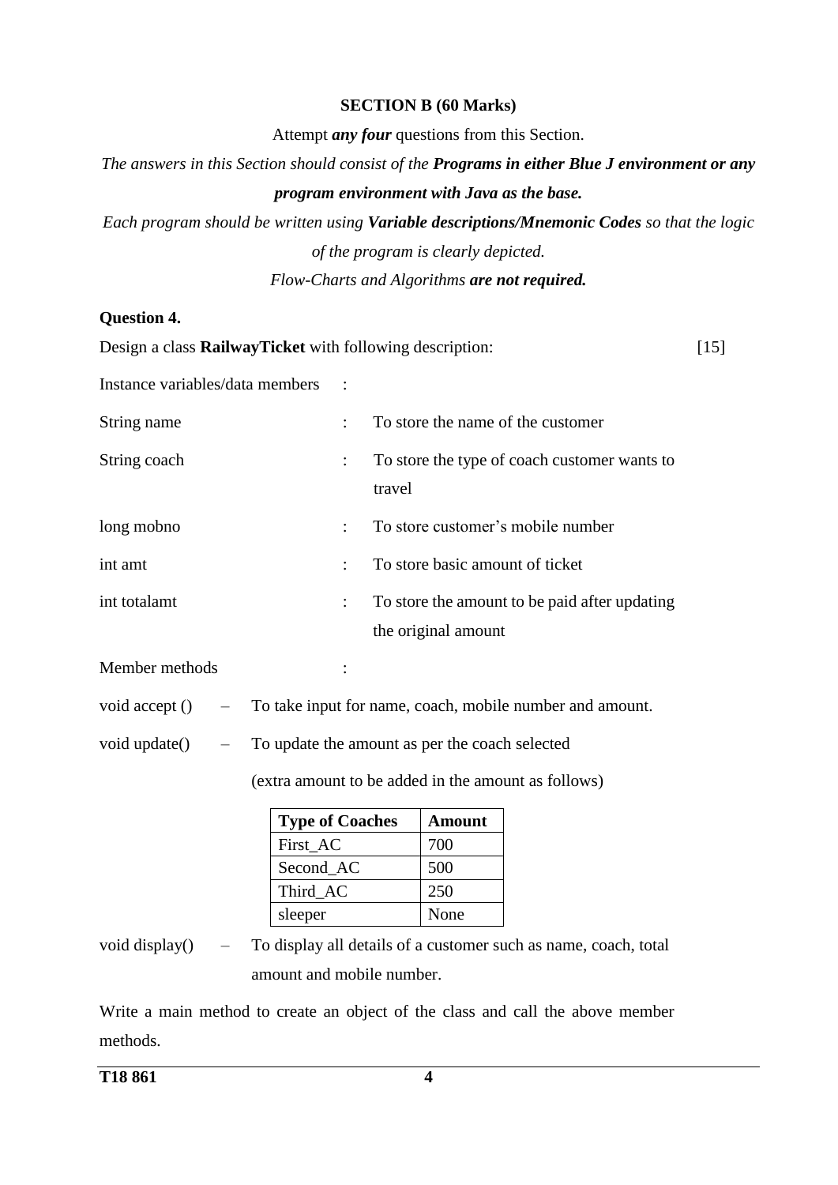## SECTION B (60 Marks)

Attempt ***any four*** questions from this Section.

*The answers in this Section should consist of the* ***Programs in either Blue J environment or any program environment with Java as the base.***

*Each program should be written using* ***Variable descriptions/Mnemonic Codes*** *so that the logic of the program is clearly depicted.*

*Flow-Charts and Algorithms* ***are not required.***

### Question 4.

Design a class **RailwayTicket** with following description: [15]

Instance variables/data members :

| | | |
|---|---|---|
| String name | : | To store the name of the customer |
| String coach | : | To store the type of coach customer wants to travel |
| long mobno | : | To store customer's mobile number |
| int amt | : | To store basic amount of ticket |
| int totalamt | : | To store the amount to be paid after updating the original amount |

Member methods :

void accept () – To take input for name, coach, mobile number and amount.

void update() – To update the amount as per the coach selected

(extra amount to be added in the amount as follows)

| Type of Coaches | Amount |
|---|---|
| First_AC | 700 |
| Second_AC | 500 |
| Third_AC | 250 |
| sleeper | None |

void display() – To display all details of a customer such as name, coach, total amount and mobile number.

Write a main method to create an object of the class and call the above member methods.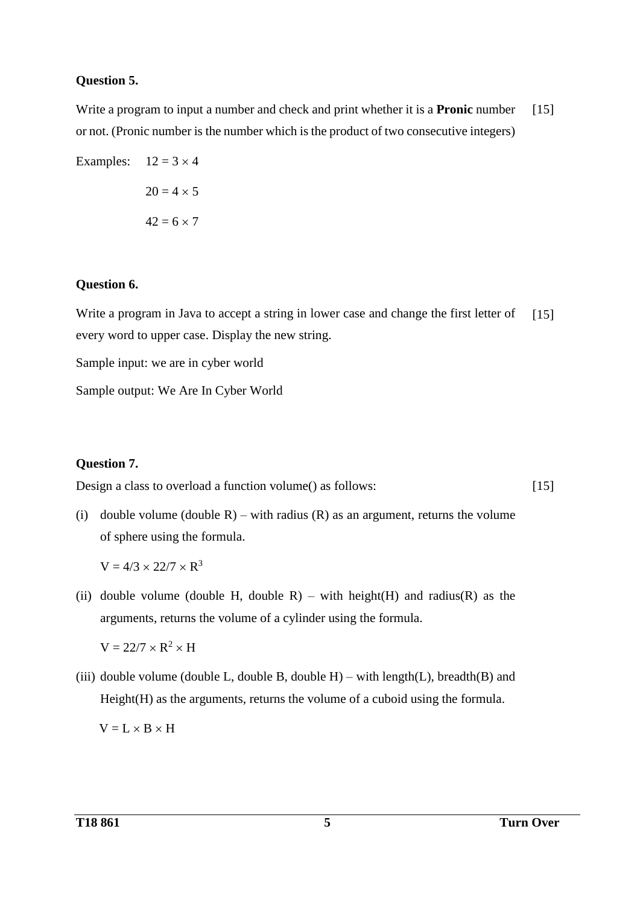**Question 5.**

Write a program to input a number and check and print whether it is a **Pronic** number or not. (Pronic number is the number which is the product of two consecutive integers) [15]

Examples: $12 = 3 \times 4$

$20 = 4 \times 5$

$42 = 6 \times 7$

**Question 6.**

Write a program in Java to accept a string in lower case and change the first letter of every word to upper case. Display the new string. [15]

Sample input: we are in cyber world

Sample output: We Are In Cyber World

**Question 7.**

Design a class to overload a function volume() as follows: [15]

(i) double volume (double R) – with radius (R) as an argument, returns the volume of sphere using the formula.

$V = 4/3 \times 22/7 \times R^3$

(ii) double volume (double H, double R) – with height(H) and radius(R) as the arguments, returns the volume of a cylinder using the formula.

$V = 22/7 \times R^2 \times H$

(iii) double volume (double L, double B, double H) – with length(L), breadth(B) and Height(H) as the arguments, returns the volume of a cuboid using the formula.

$V = L \times B \times H$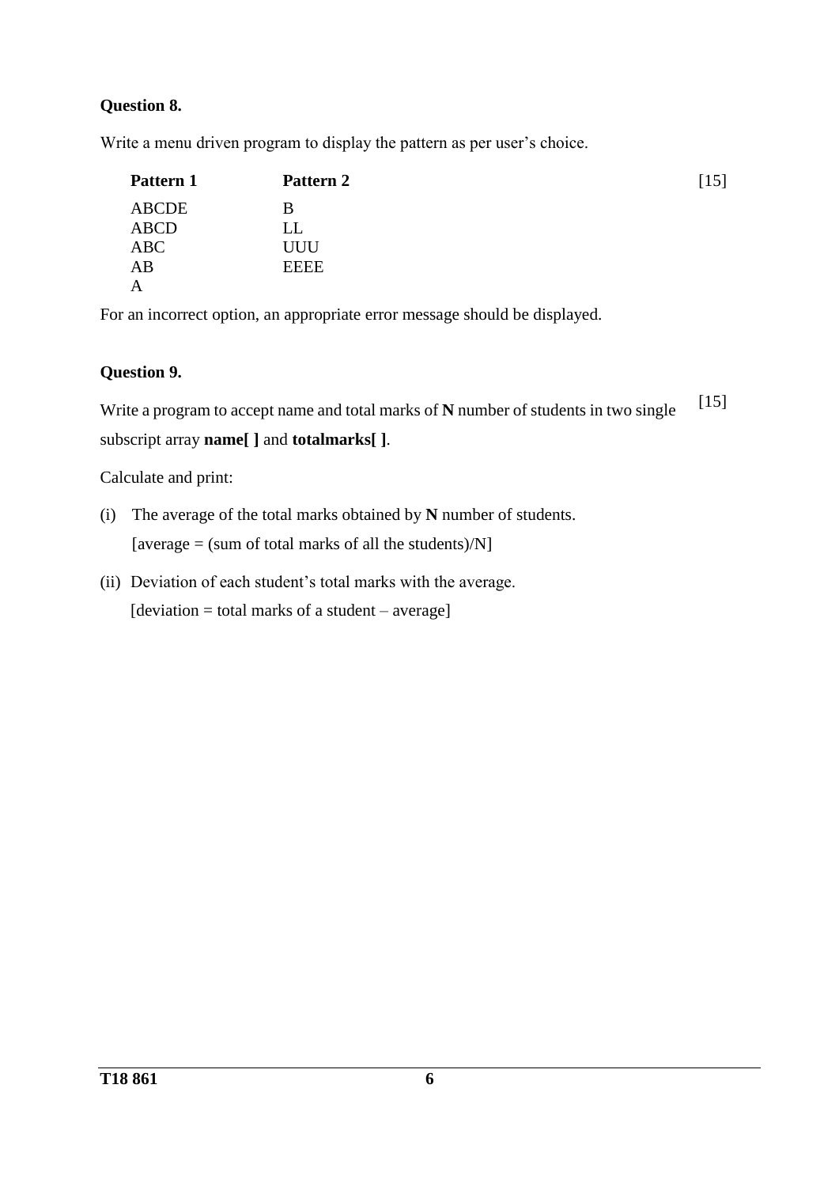**Question 8.**

Write a menu driven program to display the pattern as per user's choice. [15]

| Pattern 1 | Pattern 2 |
|---|---|
| ABCDE | B |
| ABCD | LL |
| ABC | UUU |
| AB | EEEE |
| A | |

For an incorrect option, an appropriate error message should be displayed.

**Question 9.**

Write a program to accept name and total marks of **N** number of students in two single subscript array **name[ ]** and **totalmarks[ ]**. [15]

Calculate and print:

(i) The average of the total marks obtained by **N** number of students.
[average = (sum of total marks of all the students)/N]

(ii) Deviation of each student's total marks with the average.
[deviation = total marks of a student – average]